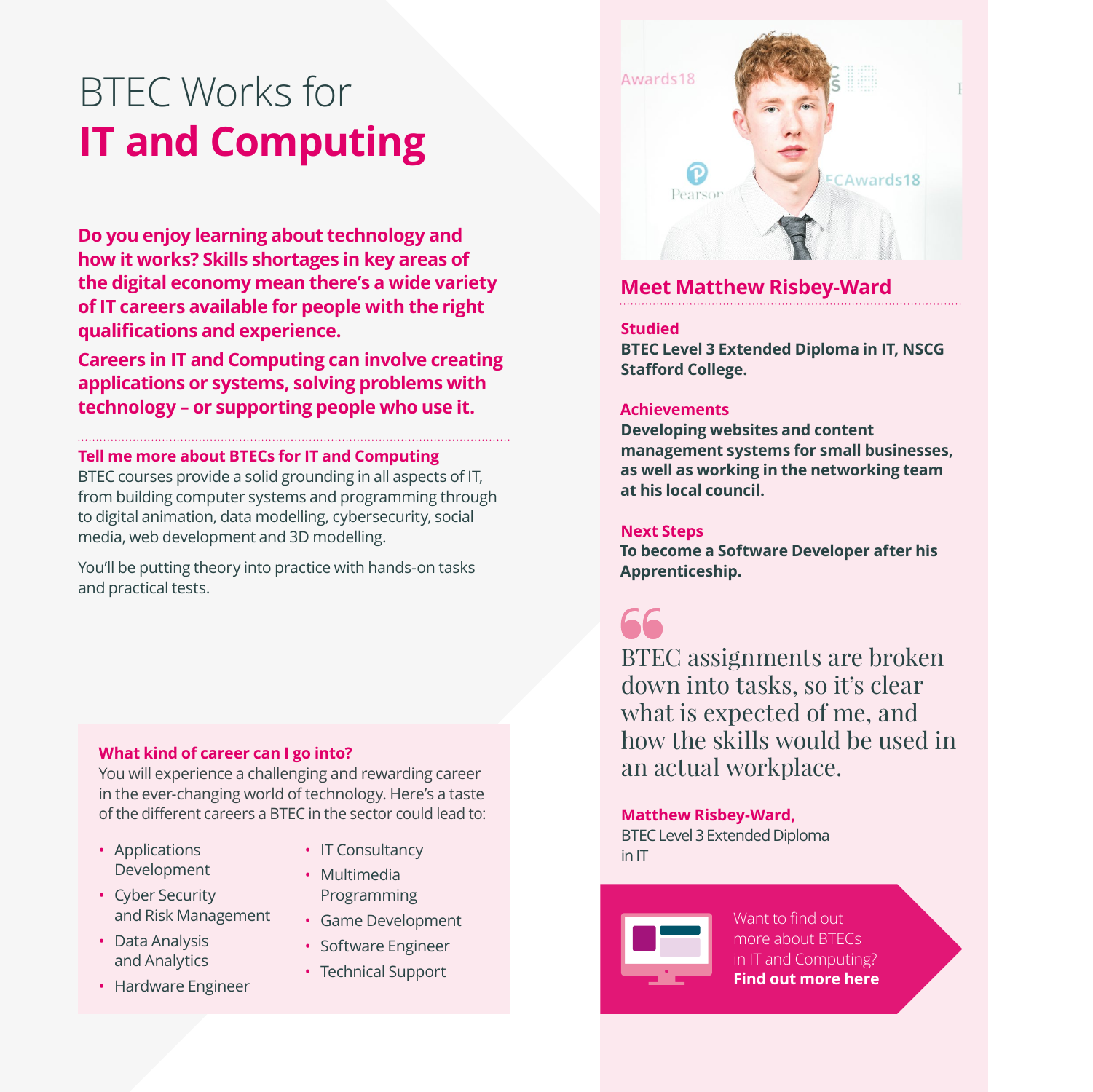# BTEC Works for **IT and Computing**

**Do you enjoy learning about technology and how it works? Skills shortages in key areas of the digital economy mean there's a wide variety of IT careers available for people with the right qualifications and experience.**

**Careers in IT and Computing can involve creating applications or systems, solving problems with technology – or supporting people who use it.**

### Tell me more about BTECs for IT and Computing

BTEC courses provide a solid grounding in all aspects of IT, from building computer systems and programming through to digital animation, data modelling, cybersecurity, social media, web development and 3D modelling.

You'll be putting theory into practice with hands-on tasks and practical tests.

### What kind of career can I go into?

You will experience a challenging and rewarding career in the ever-changing world of technology. Here's a taste of the different careers a BTEC in the sector could lead to:

- Applications Development
- Cyber Security and Risk Management
- Data Analysis and Analytics
- Hardware Engineer
- IT Consultancy
- Multimedia Programming
- Game Development
- Software Engineer
- Technical Support

## Meet Matthew Risbey-Ward

**Studied**
**BTEC Level 3 Extended Diploma in IT, NSCG Stafford College.**

**Achievements**
**Developing websites and content management systems for small businesses, as well as working in the networking team at his local council.**

**Next Steps**
**To become a Software Developer after his Apprenticeship.**

> BTEC assignments are broken down into tasks, so it's clear what is expected of me, and how the skills would be used in an actual workplace.

**Matthew Risbey-Ward,**
BTEC Level 3 Extended Diploma in IT

Want to find out more about BTECs in IT and Computing? **Find out more here**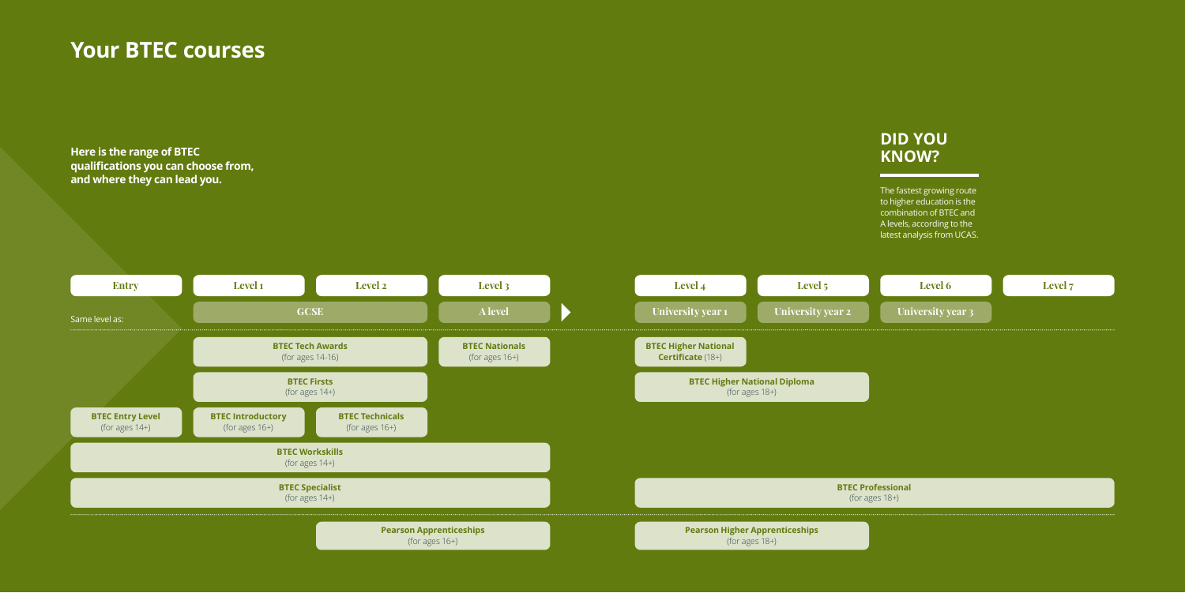# Your BTEC courses

**Here is the range of BTEC qualifications you can choose from, and where they can lead you.**

## DID YOU KNOW?

The fastest growing route to higher education is the combination of BTEC and A levels, according to the latest analysis from UCAS.

| Entry | Level 1 | Level 2 | Level 3 | Level 4 | Level 5 | Level 6 | Level 7 |
|---|---|---|---|---|---|---|---|
| Same level as: | GCSE | | A level | University year 1 | University year 2 | University year 3 | |
| | **BTEC Tech Awards** (for ages 14-16) | | **BTEC Nationals** (for ages 16+) | **BTEC Higher National Certificate** (18+) | | | |
| | **BTEC Firsts** (for ages 14+) | | | **BTEC Higher National Diploma** (for ages 18+) | | | |
| **BTEC Entry Level** (for ages 14+) | **BTEC Introductory** (for ages 16+) | **BTEC Technicals** (for ages 16+) | | | | | |
| **BTEC Workskills** (for ages 14+) | | | | | | | |
| **BTEC Specialist** (for ages 14+) | | | | **BTEC Professional** (for ages 18+) | | | |
| | | **Pearson Apprenticeships** (for ages 16+) | | **Pearson Higher Apprenticeships** (for ages 18+) | | | |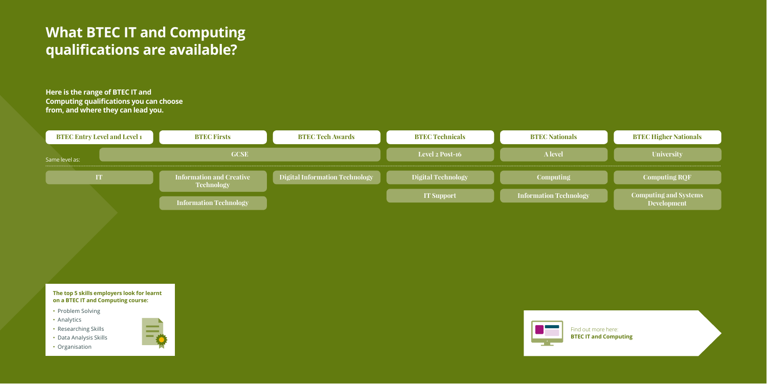# What BTEC IT and Computing qualifications are available?

**Here is the range of BTEC IT and Computing qualifications you can choose from, and where they can lead you.**

| BTEC Entry Level and Level 1 | BTEC Firsts | BTEC Tech Awards | BTEC Technicals | BTEC Nationals | BTEC Higher Nationals |
|---|---|---|---|---|---|
| Same level as: | GCSE | GCSE | Level 2 Post-16 | A level | University |
| IT | Information and Creative Technology | Digital Information Technology | Digital Technology | Computing | Computing RQF |
| | Information Technology | | IT Support | Information Technology | Computing and Systems Development |

**The top 5 skills employers look for learnt on a BTEC IT and Computing course:**

- Problem Solving
- Analytics
- Researching Skills
- Data Analysis Skills
- Organisation

Find out more here:
**BTEC IT and Computing**